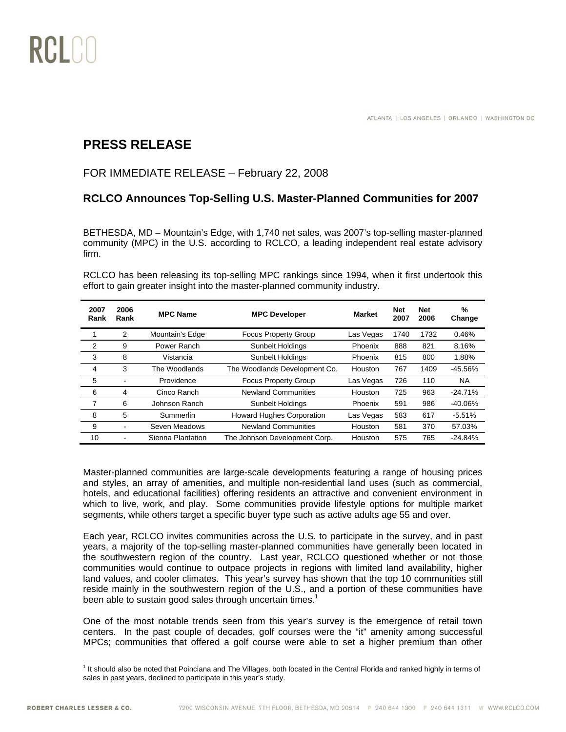RCLCO

ATLANTA | LOS ANGELES | ORLANDO | WASHINGTON DC

# PRESS RELEASE

FOR IMMEDIATE RELEASE – February 22, 2008

## RCLCO Announces Top-Selling U.S. Master-Planned Communities for 2007

BETHESDA, MD – Mountain's Edge, with 1,740 net sales, was 2007's top-selling master-planned community (MPC) in the U.S. according to RCLCO, a leading independent real estate advisory firm.

RCLCO has been releasing its top-selling MPC rankings since 1994, when it first undertook this effort to gain greater insight into the master-planned community industry.

| 2007 Rank | 2006 Rank | MPC Name | MPC Developer | Market | Net 2007 | Net 2006 | % Change |
|---|---|---|---|---|---|---|---|
| 1 | 2 | Mountain's Edge | Focus Property Group | Las Vegas | 1740 | 1732 | 0.46% |
| 2 | 9 | Power Ranch | Sunbelt Holdings | Phoenix | 888 | 821 | 8.16% |
| 3 | 8 | Vistancia | Sunbelt Holdings | Phoenix | 815 | 800 | 1.88% |
| 4 | 3 | The Woodlands | The Woodlands Development Co. | Houston | 767 | 1409 | -45.56% |
| 5 | - | Providence | Focus Property Group | Las Vegas | 726 | 110 | NA |
| 6 | 4 | Cinco Ranch | Newland Communities | Houston | 725 | 963 | -24.71% |
| 7 | 6 | Johnson Ranch | Sunbelt Holdings | Phoenix | 591 | 986 | -40.06% |
| 8 | 5 | Summerlin | Howard Hughes Corporation | Las Vegas | 583 | 617 | -5.51% |
| 9 | - | Seven Meadows | Newland Communities | Houston | 581 | 370 | 57.03% |
| 10 | - | Sienna Plantation | The Johnson Development Corp. | Houston | 575 | 765 | -24.84% |

Master-planned communities are large-scale developments featuring a range of housing prices and styles, an array of amenities, and multiple non-residential land uses (such as commercial, hotels, and educational facilities) offering residents an attractive and convenient environment in which to live, work, and play. Some communities provide lifestyle options for multiple market segments, while others target a specific buyer type such as active adults age 55 and over.

Each year, RCLCO invites communities across the U.S. to participate in the survey, and in past years, a majority of the top-selling master-planned communities have generally been located in the southwestern region of the country. Last year, RCLCO questioned whether or not those communities would continue to outpace projects in regions with limited land availability, higher land values, and cooler climates. This year's survey has shown that the top 10 communities still reside mainly in the southwestern region of the U.S., and a portion of these communities have been able to sustain good sales through uncertain times.[1]

One of the most notable trends seen from this year's survey is the emergence of retail town centers. In the past couple of decades, golf courses were the "it" amenity among successful MPCs; communities that offered a golf course were able to set a higher premium than other

[1] It should also be noted that Poinciana and The Villages, both located in the Central Florida and ranked highly in terms of sales in past years, declined to participate in this year's study.

ROBERT CHARLES LESSER & CO. 7200 WISCONSIN AVENUE, 7TH FLOOR, BETHESDA, MD 20814 P 240 644 1300 F 240 644 1311 W WWW.RCLCO.COM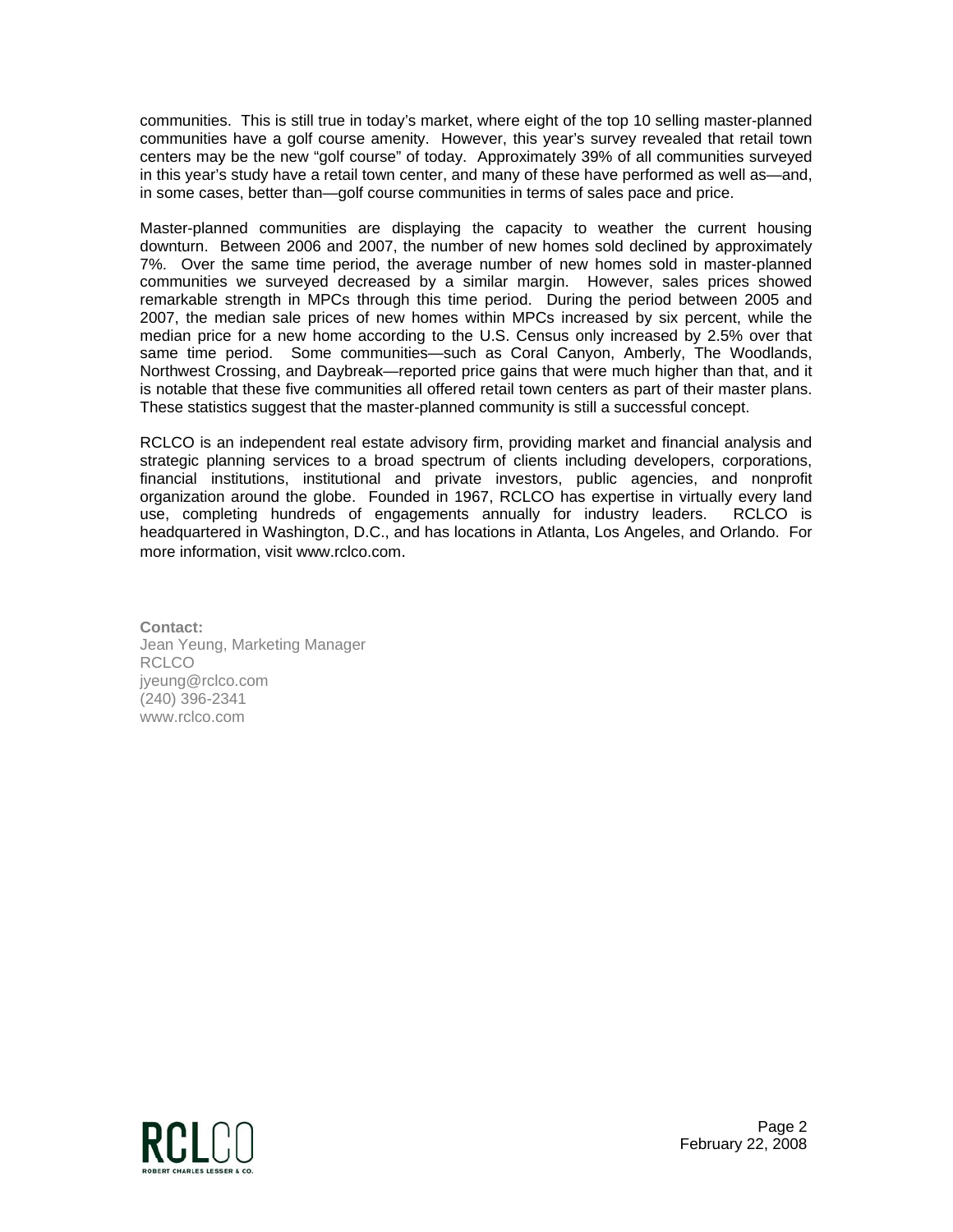communities. This is still true in today's market, where eight of the top 10 selling master-planned communities have a golf course amenity. However, this year's survey revealed that retail town centers may be the new "golf course" of today. Approximately 39% of all communities surveyed in this year's study have a retail town center, and many of these have performed as well as—and, in some cases, better than—golf course communities in terms of sales pace and price.

Master-planned communities are displaying the capacity to weather the current housing downturn. Between 2006 and 2007, the number of new homes sold declined by approximately 7%. Over the same time period, the average number of new homes sold in master-planned communities we surveyed decreased by a similar margin. However, sales prices showed remarkable strength in MPCs through this time period. During the period between 2005 and 2007, the median sale prices of new homes within MPCs increased by six percent, while the median price for a new home according to the U.S. Census only increased by 2.5% over that same time period. Some communities—such as Coral Canyon, Amberly, The Woodlands, Northwest Crossing, and Daybreak—reported price gains that were much higher than that, and it is notable that these five communities all offered retail town centers as part of their master plans. These statistics suggest that the master-planned community is still a successful concept.

RCLCO is an independent real estate advisory firm, providing market and financial analysis and strategic planning services to a broad spectrum of clients including developers, corporations, financial institutions, institutional and private investors, public agencies, and nonprofit organization around the globe. Founded in 1967, RCLCO has expertise in virtually every land use, completing hundreds of engagements annually for industry leaders. RCLCO is headquartered in Washington, D.C., and has locations in Atlanta, Los Angeles, and Orlando. For more information, visit www.rclco.com.

**Contact:**
Jean Yeung, Marketing Manager
RCLCO
jyeung@rclco.com
(240) 396-2341
www.rclco.com

RCLCO
ROBERT CHARLES LESSER & CO.

February 22, 2008